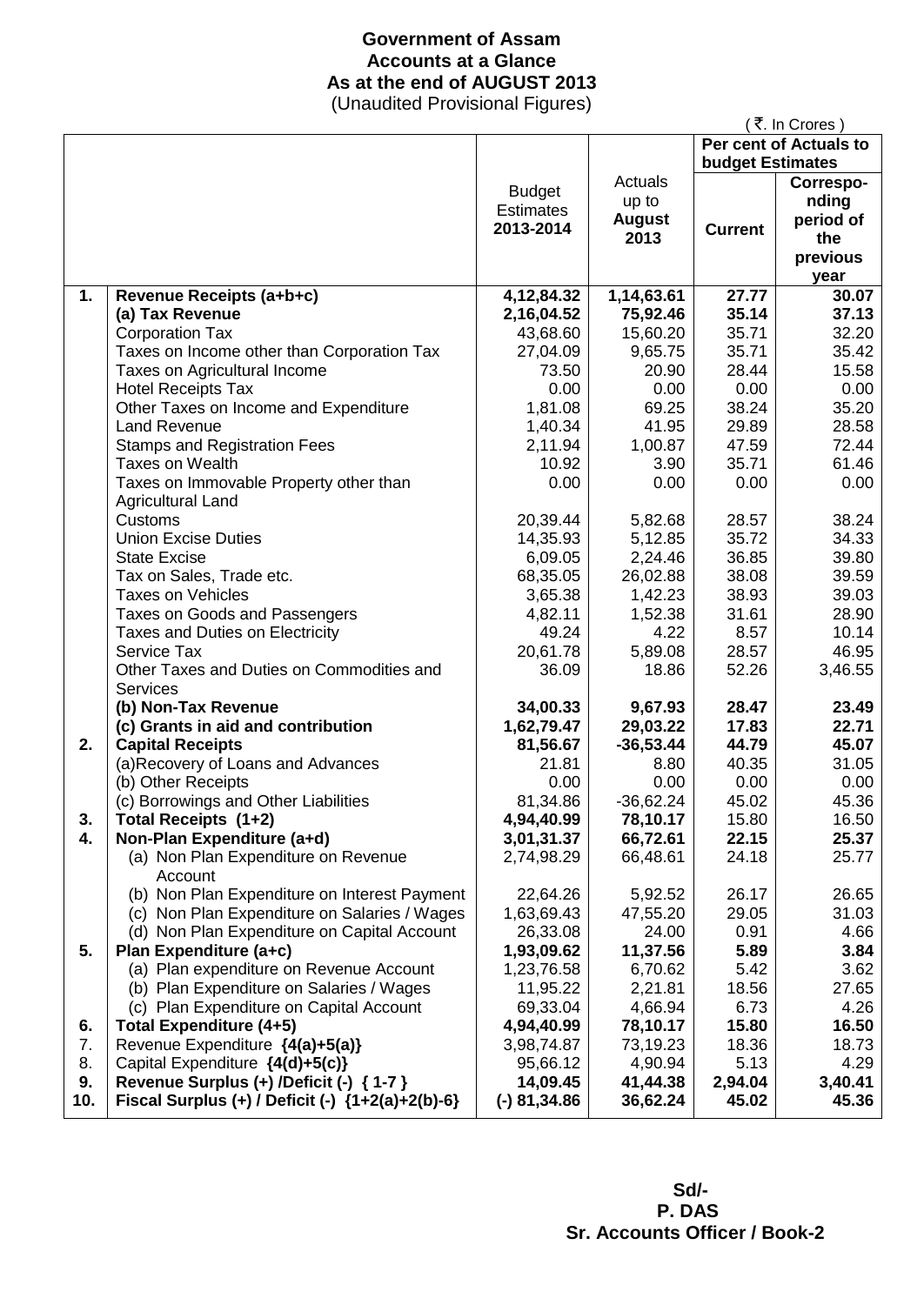# Government of Assam
## Accounts at a Glance
## As at the end of AUGUST 2013
(Unaudited Provisional Figures)

( ₹. In Crores )

| | | Budget Estimates 2013-2014 | Actuals up to August 2013 | Per cent of Actuals to budget Estimates | |
|---|---|---|---|---|---|
| | | | | **Current** | **Correspo-nding period of the previous year** |
| **1.** | **Revenue Receipts (a+b+c)** | **4,12,84.32** | **1,14,63.61** | **27.77** | **30.07** |
| | **(a) Tax Revenue** | **2,16,04.52** | **75,92.46** | **35.14** | **37.13** |
| | Corporation Tax | 43,68.60 | 15,60.20 | 35.71 | 32.20 |
| | Taxes on Income other than Corporation Tax | 27,04.09 | 9,65.75 | 35.71 | 35.42 |
| | Taxes on Agricultural Income | 73.50 | 20.90 | 28.44 | 15.58 |
| | Hotel Receipts Tax | 0.00 | 0.00 | 0.00 | 0.00 |
| | Other Taxes on Income and Expenditure | 1,81.08 | 69.25 | 38.24 | 35.20 |
| | Land Revenue | 1,40.34 | 41.95 | 29.89 | 28.58 |
| | Stamps and Registration Fees | 2,11.94 | 1,00.87 | 47.59 | 72.44 |
| | Taxes on Wealth | 10.92 | 3.90 | 35.71 | 61.46 |
| | Taxes on Immovable Property other than Agricultural Land | 0.00 | 0.00 | 0.00 | 0.00 |
| | Customs | 20,39.44 | 5,82.68 | 28.57 | 38.24 |
| | Union Excise Duties | 14,35.93 | 5,12.85 | 35.72 | 34.33 |
| | State Excise | 6,09.05 | 2,24.46 | 36.85 | 39.80 |
| | Tax on Sales, Trade etc. | 68,35.05 | 26,02.88 | 38.08 | 39.59 |
| | Taxes on Vehicles | 3,65.38 | 1,42.23 | 38.93 | 39.03 |
| | Taxes on Goods and Passengers | 4,82.11 | 1,52.38 | 31.61 | 28.90 |
| | Taxes and Duties on Electricity | 49.24 | 4.22 | 8.57 | 10.14 |
| | Service Tax | 20,61.78 | 5,89.08 | 28.57 | 46.95 |
| | Other Taxes and Duties on Commodities and Services | 36.09 | 18.86 | 52.26 | 3,46.55 |
| | **(b) Non-Tax Revenue** | **34,00.33** | **9,67.93** | **28.47** | **23.49** |
| | **(c) Grants in aid and contribution** | **1,62,79.47** | **29,03.22** | **17.83** | **22.71** |
| **2.** | **Capital Receipts** | **81,56.67** | **-36,53.44** | **44.79** | **45.07** |
| | (a)Recovery of Loans and Advances | 21.81 | 8.80 | 40.35 | 31.05 |
| | (b) Other Receipts | 0.00 | 0.00 | 0.00 | 0.00 |
| | (c) Borrowings and Other Liabilities | 81,34.86 | -36,62.24 | 45.02 | 45.36 |
| **3.** | **Total Receipts (1+2)** | **4,94,40.99** | **78,10.17** | 15.80 | 16.50 |
| **4.** | **Non-Plan Expenditure (a+d)** | **3,01,31.37** | **66,72.61** | **22.15** | **25.37** |
| | (a) Non Plan Expenditure on Revenue Account | 2,74,98.29 | 66,48.61 | 24.18 | 25.77 |
| | (b) Non Plan Expenditure on Interest Payment | 22,64.26 | 5,92.52 | 26.17 | 26.65 |
| | (c) Non Plan Expenditure on Salaries / Wages | 1,63,69.43 | 47,55.20 | 29.05 | 31.03 |
| | (d) Non Plan Expenditure on Capital Account | 26,33.08 | 24.00 | 0.91 | 4.66 |
| **5.** | **Plan Expenditure (a+c)** | **1,93,09.62** | **11,37.56** | **5.89** | **3.84** |
| | (a) Plan expenditure on Revenue Account | 1,23,76.58 | 6,70.62 | 5.42 | 3.62 |
| | (b) Plan Expenditure on Salaries / Wages | 11,95.22 | 2,21.81 | 18.56 | 27.65 |
| | (c) Plan Expenditure on Capital Account | 69,33.04 | 4,66.94 | 6.73 | 4.26 |
| **6.** | **Total Expenditure (4+5)** | **4,94,40.99** | **78,10.17** | **15.80** | **16.50** |
| 7. | Revenue Expenditure **{4(a)+5(a)}** | 3,98,74.87 | 73,19.23 | 18.36 | 18.73 |
| 8. | Capital Expenditure **{4(d)+5(c)}** | 95,66.12 | 4,90.94 | 5.13 | 4.29 |
| **9.** | **Revenue Surplus (+) /Deficit (-) { 1-7 }** | **14,09.45** | **41,44.38** | **2,94.04** | **3,40.41** |
| **10.** | **Fiscal Surplus (+) / Deficit (-) {1+2(a)+2(b)-6}** | **(-) 81,34.86** | **36,62.24** | **45.02** | **45.36** |

**Sd/-**
**P. DAS**
**Sr. Accounts Officer / Book-2**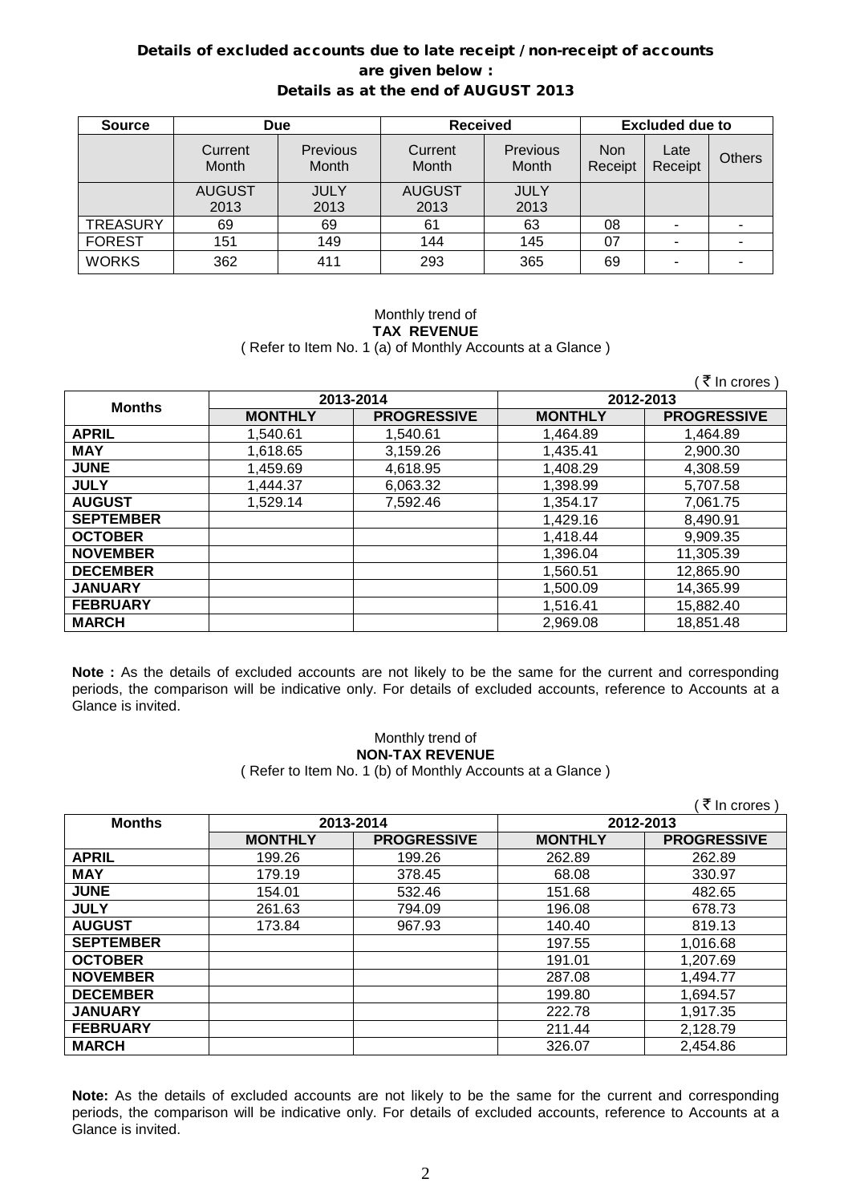**Details of excluded accounts due to late receipt / non-receipt of accounts are given below :**
**Details as at the end of AUGUST 2013**

| Source | Due | | Received | | Excluded due to | | |
|---|---|---|---|---|---|---|---|
| | Current Month | Previous Month | Current Month | Previous Month | Non Receipt | Late Receipt | Others |
| | AUGUST 2013 | JULY 2013 | AUGUST 2013 | JULY 2013 | | | |
| TREASURY | 69 | 69 | 61 | 63 | 08 | - | - |
| FOREST | 151 | 149 | 144 | 145 | 07 | - | - |
| WORKS | 362 | 411 | 293 | 365 | 69 | - | - |

Monthly trend of
**TAX REVENUE**
( Refer to Item No. 1 (a) of Monthly Accounts at a Glance )

( ₹ In crores )

| Months | 2013-2014 | | 2012-2013 | |
|---|---|---|---|---|
| | **MONTHLY** | **PROGRESSIVE** | **MONTHLY** | **PROGRESSIVE** |
| **APRIL** | 1,540.61 | 1,540.61 | 1,464.89 | 1,464.89 |
| **MAY** | 1,618.65 | 3,159.26 | 1,435.41 | 2,900.30 |
| **JUNE** | 1,459.69 | 4,618.95 | 1,408.29 | 4,308.59 |
| **JULY** | 1,444.37 | 6,063.32 | 1,398.99 | 5,707.58 |
| **AUGUST** | 1,529.14 | 7,592.46 | 1,354.17 | 7,061.75 |
| **SEPTEMBER** | | | 1,429.16 | 8,490.91 |
| **OCTOBER** | | | 1,418.44 | 9,909.35 |
| **NOVEMBER** | | | 1,396.04 | 11,305.39 |
| **DECEMBER** | | | 1,560.51 | 12,865.90 |
| **JANUARY** | | | 1,500.09 | 14,365.99 |
| **FEBRUARY** | | | 1,516.41 | 15,882.40 |
| **MARCH** | | | 2,969.08 | 18,851.48 |

**Note :** As the details of excluded accounts are not likely to be the same for the current and corresponding periods, the comparison will be indicative only. For details of excluded accounts, reference to Accounts at a Glance is invited.

Monthly trend of
**NON-TAX REVENUE**
( Refer to Item No. 1 (b) of Monthly Accounts at a Glance )

( ₹ In crores )

| Months | 2013-2014 | | 2012-2013 | |
|---|---|---|---|---|
| | **MONTHLY** | **PROGRESSIVE** | **MONTHLY** | **PROGRESSIVE** |
| **APRIL** | 199.26 | 199.26 | 262.89 | 262.89 |
| **MAY** | 179.19 | 378.45 | 68.08 | 330.97 |
| **JUNE** | 154.01 | 532.46 | 151.68 | 482.65 |
| **JULY** | 261.63 | 794.09 | 196.08 | 678.73 |
| **AUGUST** | 173.84 | 967.93 | 140.40 | 819.13 |
| **SEPTEMBER** | | | 197.55 | 1,016.68 |
| **OCTOBER** | | | 191.01 | 1,207.69 |
| **NOVEMBER** | | | 287.08 | 1,494.77 |
| **DECEMBER** | | | 199.80 | 1,694.57 |
| **JANUARY** | | | 222.78 | 1,917.35 |
| **FEBRUARY** | | | 211.44 | 2,128.79 |
| **MARCH** | | | 326.07 | 2,454.86 |

**Note:** As the details of excluded accounts are not likely to be the same for the current and corresponding periods, the comparison will be indicative only. For details of excluded accounts, reference to Accounts at a Glance is invited.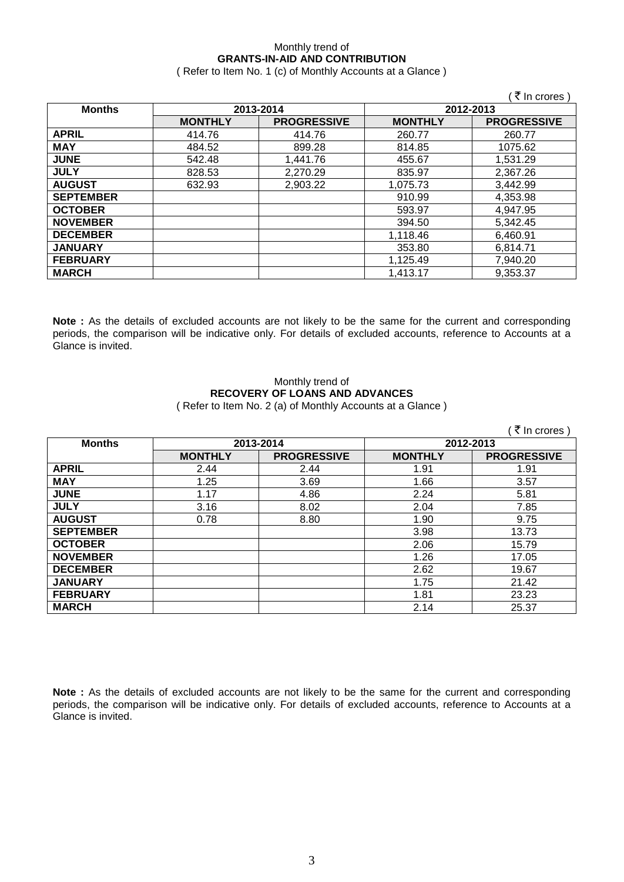Monthly trend of

**GRANTS-IN-AID AND CONTRIBUTION**

( Refer to Item No. 1 (c) of Monthly Accounts at a Glance )

( ₹ In crores )

| Months | 2013-2014 | | 2012-2013 | |
|---|---|---|---|---|
| | MONTHLY | PROGRESSIVE | MONTHLY | PROGRESSIVE |
| APRIL | 414.76 | 414.76 | 260.77 | 260.77 |
| MAY | 484.52 | 899.28 | 814.85 | 1075.62 |
| JUNE | 542.48 | 1,441.76 | 455.67 | 1,531.29 |
| JULY | 828.53 | 2,270.29 | 835.97 | 2,367.26 |
| AUGUST | 632.93 | 2,903.22 | 1,075.73 | 3,442.99 |
| SEPTEMBER | | | 910.99 | 4,353.98 |
| OCTOBER | | | 593.97 | 4,947.95 |
| NOVEMBER | | | 394.50 | 5,342.45 |
| DECEMBER | | | 1,118.46 | 6,460.91 |
| JANUARY | | | 353.80 | 6,814.71 |
| FEBRUARY | | | 1,125.49 | 7,940.20 |
| MARCH | | | 1,413.17 | 9,353.37 |

**Note :** As the details of excluded accounts are not likely to be the same for the current and corresponding periods, the comparison will be indicative only. For details of excluded accounts, reference to Accounts at a Glance is invited.

Monthly trend of

**RECOVERY OF LOANS AND ADVANCES**

( Refer to Item No. 2 (a) of Monthly Accounts at a Glance )

( ₹ In crores )

| Months | 2013-2014 | | 2012-2013 | |
|---|---|---|---|---|
| | MONTHLY | PROGRESSIVE | MONTHLY | PROGRESSIVE |
| APRIL | 2.44 | 2.44 | 1.91 | 1.91 |
| MAY | 1.25 | 3.69 | 1.66 | 3.57 |
| JUNE | 1.17 | 4.86 | 2.24 | 5.81 |
| JULY | 3.16 | 8.02 | 2.04 | 7.85 |
| AUGUST | 0.78 | 8.80 | 1.90 | 9.75 |
| SEPTEMBER | | | 3.98 | 13.73 |
| OCTOBER | | | 2.06 | 15.79 |
| NOVEMBER | | | 1.26 | 17.05 |
| DECEMBER | | | 2.62 | 19.67 |
| JANUARY | | | 1.75 | 21.42 |
| FEBRUARY | | | 1.81 | 23.23 |
| MARCH | | | 2.14 | 25.37 |

**Note :** As the details of excluded accounts are not likely to be the same for the current and corresponding periods, the comparison will be indicative only. For details of excluded accounts, reference to Accounts at a Glance is invited.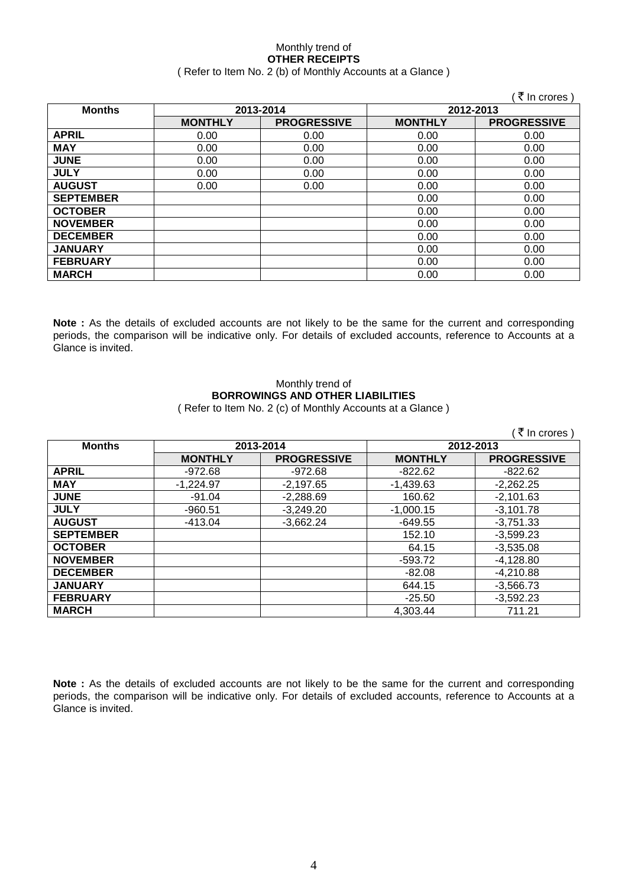Monthly trend of

**OTHER RECEIPTS**

( Refer to Item No. 2 (b) of Monthly Accounts at a Glance )

( ₹ In crores )

| Months | 2013-2014 | | 2012-2013 | |
|---|---|---|---|---|
| | MONTHLY | PROGRESSIVE | MONTHLY | PROGRESSIVE |
| APRIL | 0.00 | 0.00 | 0.00 | 0.00 |
| MAY | 0.00 | 0.00 | 0.00 | 0.00 |
| JUNE | 0.00 | 0.00 | 0.00 | 0.00 |
| JULY | 0.00 | 0.00 | 0.00 | 0.00 |
| AUGUST | 0.00 | 0.00 | 0.00 | 0.00 |
| SEPTEMBER | | | 0.00 | 0.00 |
| OCTOBER | | | 0.00 | 0.00 |
| NOVEMBER | | | 0.00 | 0.00 |
| DECEMBER | | | 0.00 | 0.00 |
| JANUARY | | | 0.00 | 0.00 |
| FEBRUARY | | | 0.00 | 0.00 |
| MARCH | | | 0.00 | 0.00 |

**Note :** As the details of excluded accounts are not likely to be the same for the current and corresponding periods, the comparison will be indicative only. For details of excluded accounts, reference to Accounts at a Glance is invited.

Monthly trend of

**BORROWINGS AND OTHER LIABILITIES**

( Refer to Item No. 2 (c) of Monthly Accounts at a Glance )

( ₹ In crores )

| Months | 2013-2014 | | 2012-2013 | |
|---|---|---|---|---|
| | MONTHLY | PROGRESSIVE | MONTHLY | PROGRESSIVE |
| APRIL | -972.68 | -972.68 | -822.62 | -822.62 |
| MAY | -1,224.97 | -2,197.65 | -1,439.63 | -2,262.25 |
| JUNE | -91.04 | -2,288.69 | 160.62 | -2,101.63 |
| JULY | -960.51 | -3,249.20 | -1,000.15 | -3,101.78 |
| AUGUST | -413.04 | -3,662.24 | -649.55 | -3,751.33 |
| SEPTEMBER | | | 152.10 | -3,599.23 |
| OCTOBER | | | 64.15 | -3,535.08 |
| NOVEMBER | | | -593.72 | -4,128.80 |
| DECEMBER | | | -82.08 | -4,210.88 |
| JANUARY | | | 644.15 | -3,566.73 |
| FEBRUARY | | | -25.50 | -3,592.23 |
| MARCH | | | 4,303.44 | 711.21 |

**Note :** As the details of excluded accounts are not likely to be the same for the current and corresponding periods, the comparison will be indicative only. For details of excluded accounts, reference to Accounts at a Glance is invited.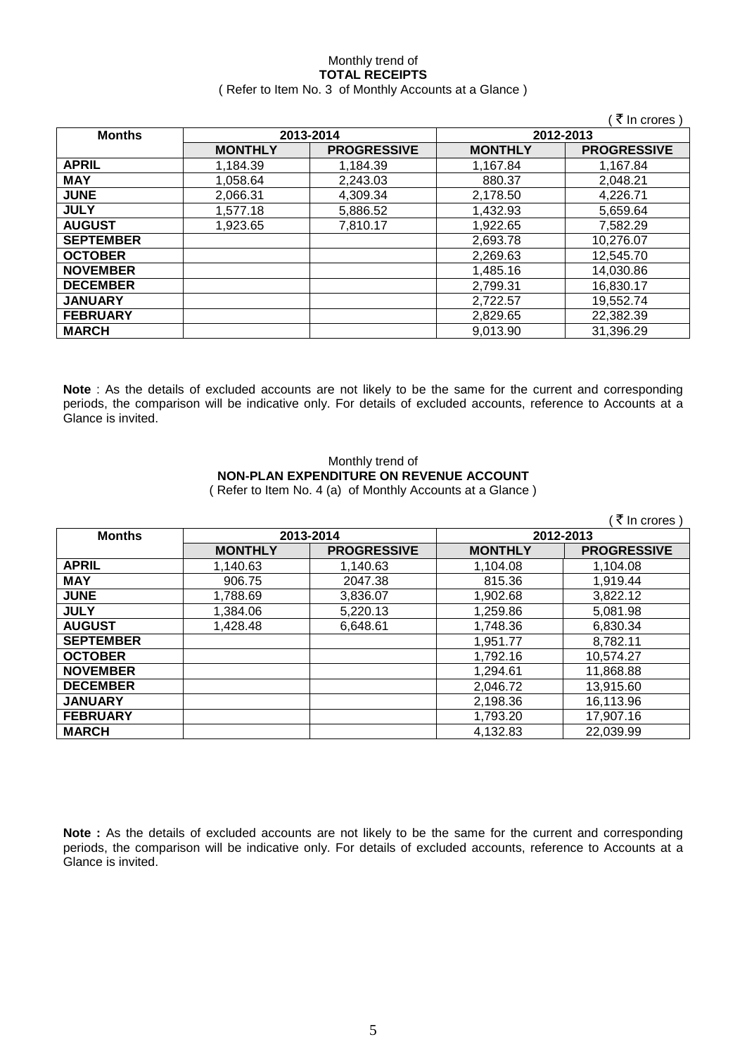Monthly trend of

**TOTAL RECEIPTS**

( Refer to Item No. 3 of Monthly Accounts at a Glance )

( ₹ In crores )

| Months | 2013-2014 | | 2012-2013 | |
|---|---|---|---|---|
| | MONTHLY | PROGRESSIVE | MONTHLY | PROGRESSIVE |
| APRIL | 1,184.39 | 1,184.39 | 1,167.84 | 1,167.84 |
| MAY | 1,058.64 | 2,243.03 | 880.37 | 2,048.21 |
| JUNE | 2,066.31 | 4,309.34 | 2,178.50 | 4,226.71 |
| JULY | 1,577.18 | 5,886.52 | 1,432.93 | 5,659.64 |
| AUGUST | 1,923.65 | 7,810.17 | 1,922.65 | 7,582.29 |
| SEPTEMBER | | | 2,693.78 | 10,276.07 |
| OCTOBER | | | 2,269.63 | 12,545.70 |
| NOVEMBER | | | 1,485.16 | 14,030.86 |
| DECEMBER | | | 2,799.31 | 16,830.17 |
| JANUARY | | | 2,722.57 | 19,552.74 |
| FEBRUARY | | | 2,829.65 | 22,382.39 |
| MARCH | | | 9,013.90 | 31,396.29 |

**Note** : As the details of excluded accounts are not likely to be the same for the current and corresponding periods, the comparison will be indicative only. For details of excluded accounts, reference to Accounts at a Glance is invited.

Monthly trend of

**NON-PLAN EXPENDITURE ON REVENUE ACCOUNT**

( Refer to Item No. 4 (a) of Monthly Accounts at a Glance )

( ₹ In crores )

| Months | 2013-2014 | | 2012-2013 | |
|---|---|---|---|---|
| | MONTHLY | PROGRESSIVE | MONTHLY | PROGRESSIVE |
| APRIL | 1,140.63 | 1,140.63 | 1,104.08 | 1,104.08 |
| MAY | 906.75 | 2047.38 | 815.36 | 1,919.44 |
| JUNE | 1,788.69 | 3,836.07 | 1,902.68 | 3,822.12 |
| JULY | 1,384.06 | 5,220.13 | 1,259.86 | 5,081.98 |
| AUGUST | 1,428.48 | 6,648.61 | 1,748.36 | 6,830.34 |
| SEPTEMBER | | | 1,951.77 | 8,782.11 |
| OCTOBER | | | 1,792.16 | 10,574.27 |
| NOVEMBER | | | 1,294.61 | 11,868.88 |
| DECEMBER | | | 2,046.72 | 13,915.60 |
| JANUARY | | | 2,198.36 | 16,113.96 |
| FEBRUARY | | | 1,793.20 | 17,907.16 |
| MARCH | | | 4,132.83 | 22,039.99 |

**Note :** As the details of excluded accounts are not likely to be the same for the current and corresponding periods, the comparison will be indicative only. For details of excluded accounts, reference to Accounts at a Glance is invited.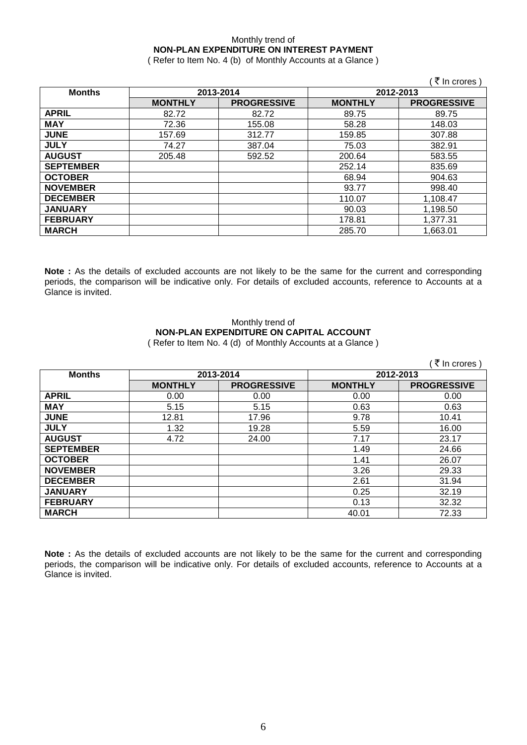Monthly trend of

**NON-PLAN EXPENDITURE ON INTEREST PAYMENT**

( Refer to Item No. 4 (b) of Monthly Accounts at a Glance )

( ₹ In crores )

| Months | 2013-2014 | | 2012-2013 | |
|---|---|---|---|---|
| | **MONTHLY** | **PROGRESSIVE** | **MONTHLY** | **PROGRESSIVE** |
| **APRIL** | 82.72 | 82.72 | 89.75 | 89.75 |
| **MAY** | 72.36 | 155.08 | 58.28 | 148.03 |
| **JUNE** | 157.69 | 312.77 | 159.85 | 307.88 |
| **JULY** | 74.27 | 387.04 | 75.03 | 382.91 |
| **AUGUST** | 205.48 | 592.52 | 200.64 | 583.55 |
| **SEPTEMBER** | | | 252.14 | 835.69 |
| **OCTOBER** | | | 68.94 | 904.63 |
| **NOVEMBER** | | | 93.77 | 998.40 |
| **DECEMBER** | | | 110.07 | 1,108.47 |
| **JANUARY** | | | 90.03 | 1,198.50 |
| **FEBRUARY** | | | 178.81 | 1,377.31 |
| **MARCH** | | | 285.70 | 1,663.01 |

**Note :** As the details of excluded accounts are not likely to be the same for the current and corresponding periods, the comparison will be indicative only. For details of excluded accounts, reference to Accounts at a Glance is invited.

Monthly trend of

**NON-PLAN EXPENDITURE ON CAPITAL ACCOUNT**

( Refer to Item No. 4 (d) of Monthly Accounts at a Glance )

( ₹ In crores )

| Months | 2013-2014 | | 2012-2013 | |
|---|---|---|---|---|
| | **MONTHLY** | **PROGRESSIVE** | **MONTHLY** | **PROGRESSIVE** |
| **APRIL** | 0.00 | 0.00 | 0.00 | 0.00 |
| **MAY** | 5.15 | 5.15 | 0.63 | 0.63 |
| **JUNE** | 12.81 | 17.96 | 9.78 | 10.41 |
| **JULY** | 1.32 | 19.28 | 5.59 | 16.00 |
| **AUGUST** | 4.72 | 24.00 | 7.17 | 23.17 |
| **SEPTEMBER** | | | 1.49 | 24.66 |
| **OCTOBER** | | | 1.41 | 26.07 |
| **NOVEMBER** | | | 3.26 | 29.33 |
| **DECEMBER** | | | 2.61 | 31.94 |
| **JANUARY** | | | 0.25 | 32.19 |
| **FEBRUARY** | | | 0.13 | 32.32 |
| **MARCH** | | | 40.01 | 72.33 |

**Note :** As the details of excluded accounts are not likely to be the same for the current and corresponding periods, the comparison will be indicative only. For details of excluded accounts, reference to Accounts at a Glance is invited.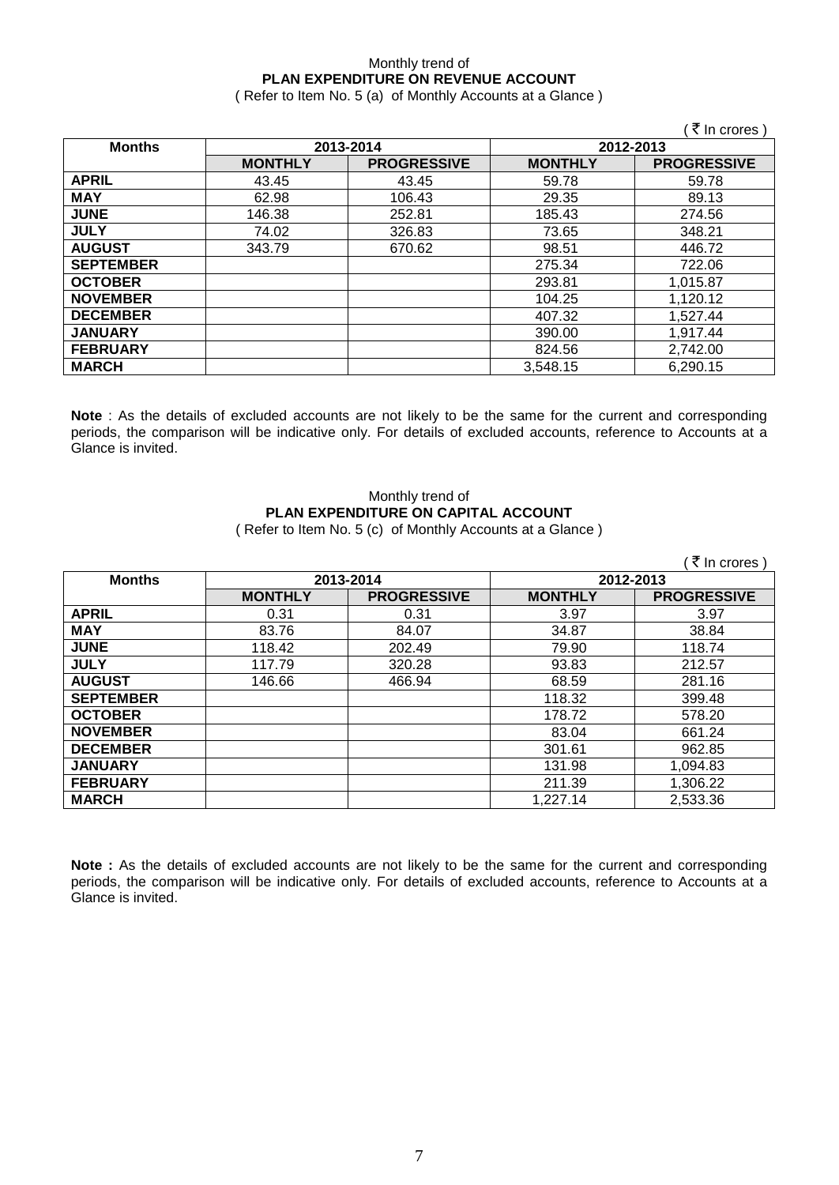Monthly trend of

**PLAN EXPENDITURE ON REVENUE ACCOUNT**

( Refer to Item No. 5 (a) of Monthly Accounts at a Glance )

( ₹ In crores )

| Months | 2013-2014 | | 2012-2013 | |
|---|---|---|---|---|
| | MONTHLY | PROGRESSIVE | MONTHLY | PROGRESSIVE |
| APRIL | 43.45 | 43.45 | 59.78 | 59.78 |
| MAY | 62.98 | 106.43 | 29.35 | 89.13 |
| JUNE | 146.38 | 252.81 | 185.43 | 274.56 |
| JULY | 74.02 | 326.83 | 73.65 | 348.21 |
| AUGUST | 343.79 | 670.62 | 98.51 | 446.72 |
| SEPTEMBER | | | 275.34 | 722.06 |
| OCTOBER | | | 293.81 | 1,015.87 |
| NOVEMBER | | | 104.25 | 1,120.12 |
| DECEMBER | | | 407.32 | 1,527.44 |
| JANUARY | | | 390.00 | 1,917.44 |
| FEBRUARY | | | 824.56 | 2,742.00 |
| MARCH | | | 3,548.15 | 6,290.15 |

**Note** : As the details of excluded accounts are not likely to be the same for the current and corresponding periods, the comparison will be indicative only. For details of excluded accounts, reference to Accounts at a Glance is invited.

Monthly trend of

**PLAN EXPENDITURE ON CAPITAL ACCOUNT**

( Refer to Item No. 5 (c) of Monthly Accounts at a Glance )

( ₹ In crores )

| Months | 2013-2014 | | 2012-2013 | |
|---|---|---|---|---|
| | MONTHLY | PROGRESSIVE | MONTHLY | PROGRESSIVE |
| APRIL | 0.31 | 0.31 | 3.97 | 3.97 |
| MAY | 83.76 | 84.07 | 34.87 | 38.84 |
| JUNE | 118.42 | 202.49 | 79.90 | 118.74 |
| JULY | 117.79 | 320.28 | 93.83 | 212.57 |
| AUGUST | 146.66 | 466.94 | 68.59 | 281.16 |
| SEPTEMBER | | | 118.32 | 399.48 |
| OCTOBER | | | 178.72 | 578.20 |
| NOVEMBER | | | 83.04 | 661.24 |
| DECEMBER | | | 301.61 | 962.85 |
| JANUARY | | | 131.98 | 1,094.83 |
| FEBRUARY | | | 211.39 | 1,306.22 |
| MARCH | | | 1,227.14 | 2,533.36 |

**Note :** As the details of excluded accounts are not likely to be the same for the current and corresponding periods, the comparison will be indicative only. For details of excluded accounts, reference to Accounts at a Glance is invited.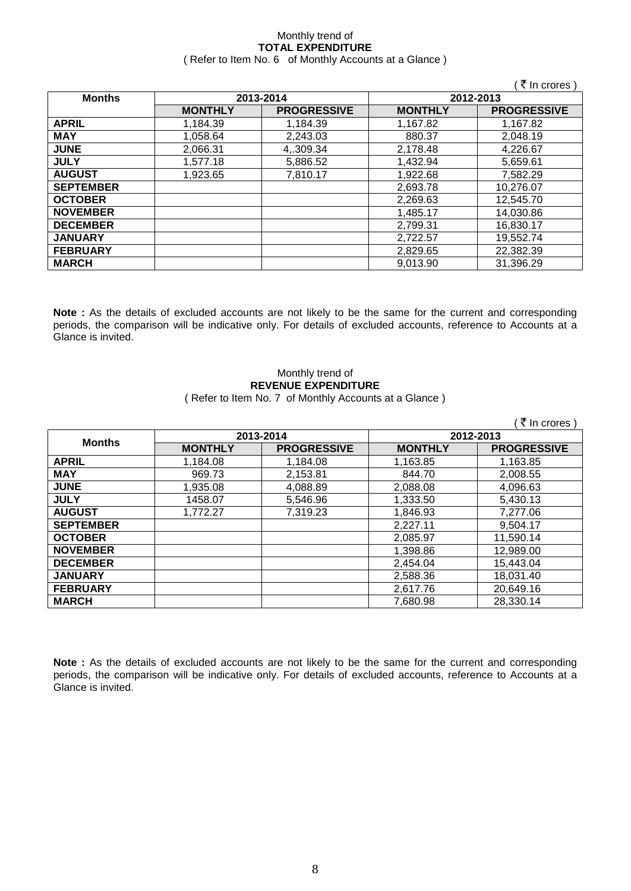Monthly trend of
**TOTAL EXPENDITURE**
( Refer to Item No. 6 of Monthly Accounts at a Glance )

( ₹ In crores )

| Months | 2013-2014 | | 2012-2013 | |
|---|---|---|---|---|
| | **MONTHLY** | **PROGRESSIVE** | **MONTHLY** | **PROGRESSIVE** |
| **APRIL** | 1,184.39 | 1,184.39 | 1,167.82 | 1,167.82 |
| **MAY** | 1,058.64 | 2,243.03 | 880.37 | 2,048.19 |
| **JUNE** | 2,066.31 | 4,.309.34 | 2,178.48 | 4,226.67 |
| **JULY** | 1,577.18 | 5,886.52 | 1,432.94 | 5,659.61 |
| **AUGUST** | 1,923.65 | 7,810.17 | 1,922.68 | 7,582.29 |
| **SEPTEMBER** | | | 2,693.78 | 10,276.07 |
| **OCTOBER** | | | 2,269.63 | 12,545.70 |
| **NOVEMBER** | | | 1,485.17 | 14,030.86 |
| **DECEMBER** | | | 2,799.31 | 16,830.17 |
| **JANUARY** | | | 2,722.57 | 19,552.74 |
| **FEBRUARY** | | | 2,829.65 | 22,382.39 |
| **MARCH** | | | 9,013.90 | 31,396.29 |

**Note :** As the details of excluded accounts are not likely to be the same for the current and corresponding periods, the comparison will be indicative only. For details of excluded accounts, reference to Accounts at a Glance is invited.

Monthly trend of
**REVENUE EXPENDITURE**
( Refer to Item No. 7 of Monthly Accounts at a Glance )

( ₹ In crores )

| Months | 2013-2014 | | 2012-2013 | |
|---|---|---|---|---|
| | **MONTHLY** | **PROGRESSIVE** | **MONTHLY** | **PROGRESSIVE** |
| **APRIL** | 1,184.08 | 1,184.08 | 1,163.85 | 1,163.85 |
| **MAY** | 969.73 | 2,153.81 | 844.70 | 2,008.55 |
| **JUNE** | 1,935.08 | 4,088.89 | 2,088.08 | 4,096.63 |
| **JULY** | 1458.07 | 5,546.96 | 1,333.50 | 5,430.13 |
| **AUGUST** | 1,772.27 | 7,319.23 | 1,846.93 | 7,277.06 |
| **SEPTEMBER** | | | 2,227.11 | 9,504.17 |
| **OCTOBER** | | | 2,085.97 | 11,590.14 |
| **NOVEMBER** | | | 1,398.86 | 12,989.00 |
| **DECEMBER** | | | 2,454.04 | 15,443.04 |
| **JANUARY** | | | 2,588.36 | 18,031.40 |
| **FEBRUARY** | | | 2,617.76 | 20,649.16 |
| **MARCH** | | | 7,680.98 | 28,330.14 |

**Note :** As the details of excluded accounts are not likely to be the same for the current and corresponding periods, the comparison will be indicative only. For details of excluded accounts, reference to Accounts at a Glance is invited.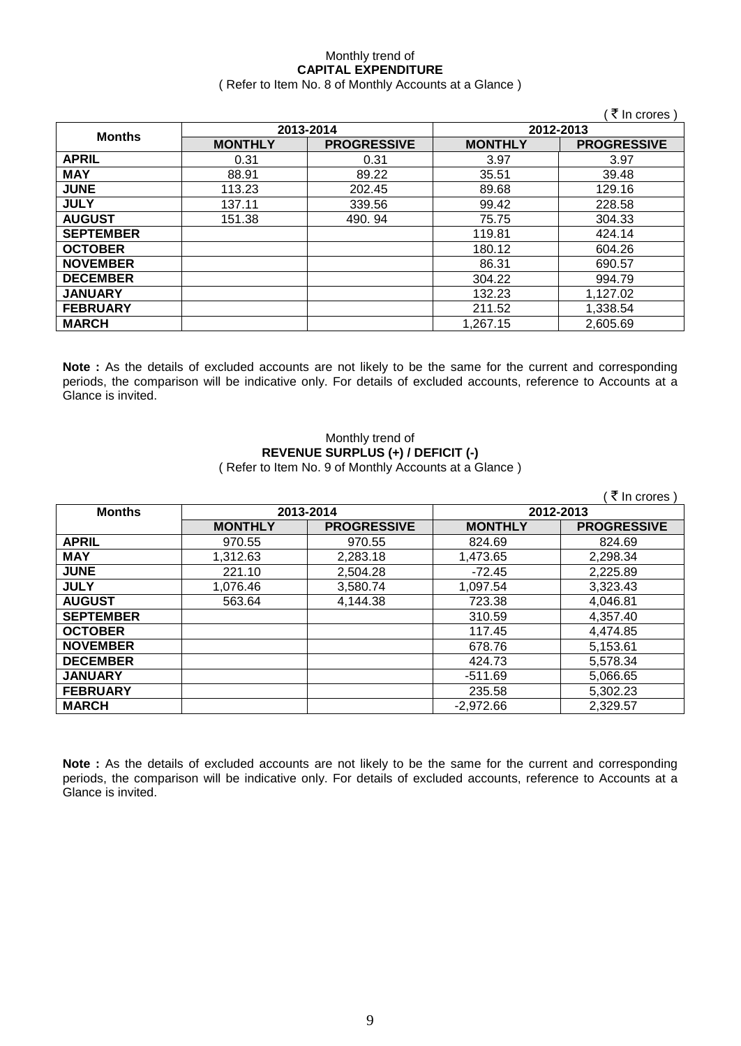Monthly trend of
**CAPITAL EXPENDITURE**
( Refer to Item No. 8 of Monthly Accounts at a Glance )

( ₹ In crores )

| Months | 2013-2014 | | 2012-2013 | |
|---|---|---|---|---|
| | **MONTHLY** | **PROGRESSIVE** | **MONTHLY** | **PROGRESSIVE** |
| **APRIL** | 0.31 | 0.31 | 3.97 | 3.97 |
| **MAY** | 88.91 | 89.22 | 35.51 | 39.48 |
| **JUNE** | 113.23 | 202.45 | 89.68 | 129.16 |
| **JULY** | 137.11 | 339.56 | 99.42 | 228.58 |
| **AUGUST** | 151.38 | 490. 94 | 75.75 | 304.33 |
| **SEPTEMBER** | | | 119.81 | 424.14 |
| **OCTOBER** | | | 180.12 | 604.26 |
| **NOVEMBER** | | | 86.31 | 690.57 |
| **DECEMBER** | | | 304.22 | 994.79 |
| **JANUARY** | | | 132.23 | 1,127.02 |
| **FEBRUARY** | | | 211.52 | 1,338.54 |
| **MARCH** | | | 1,267.15 | 2,605.69 |

**Note :** As the details of excluded accounts are not likely to be the same for the current and corresponding periods, the comparison will be indicative only. For details of excluded accounts, reference to Accounts at a Glance is invited.

Monthly trend of
**REVENUE SURPLUS (+) / DEFICIT (-)**
( Refer to Item No. 9 of Monthly Accounts at a Glance )

( ₹ In crores )

| Months | 2013-2014 | | 2012-2013 | |
|---|---|---|---|---|
| | **MONTHLY** | **PROGRESSIVE** | **MONTHLY** | **PROGRESSIVE** |
| **APRIL** | 970.55 | 970.55 | 824.69 | 824.69 |
| **MAY** | 1,312.63 | 2,283.18 | 1,473.65 | 2,298.34 |
| **JUNE** | 221.10 | 2,504.28 | -72.45 | 2,225.89 |
| **JULY** | 1,076.46 | 3,580.74 | 1,097.54 | 3,323.43 |
| **AUGUST** | 563.64 | 4,144.38 | 723.38 | 4,046.81 |
| **SEPTEMBER** | | | 310.59 | 4,357.40 |
| **OCTOBER** | | | 117.45 | 4,474.85 |
| **NOVEMBER** | | | 678.76 | 5,153.61 |
| **DECEMBER** | | | 424.73 | 5,578.34 |
| **JANUARY** | | | -511.69 | 5,066.65 |
| **FEBRUARY** | | | 235.58 | 5,302.23 |
| **MARCH** | | | -2,972.66 | 2,329.57 |

**Note :** As the details of excluded accounts are not likely to be the same for the current and corresponding periods, the comparison will be indicative only. For details of excluded accounts, reference to Accounts at a Glance is invited.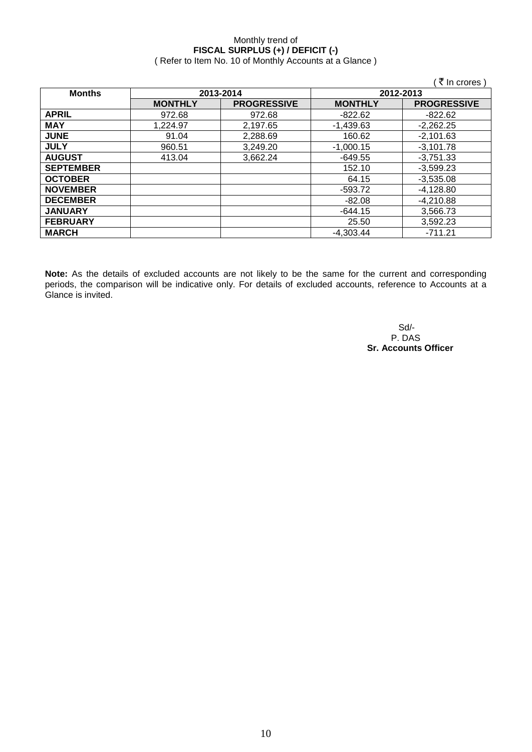Monthly trend of
**FISCAL SURPLUS (+) / DEFICIT (-)**
( Refer to Item No. 10 of Monthly Accounts at a Glance )

( ₹ In crores )

| Months | 2013-2014 | | 2012-2013 | |
|---|---|---|---|---|
| | **MONTHLY** | **PROGRESSIVE** | **MONTHLY** | **PROGRESSIVE** |
| **APRIL** | 972.68 | 972.68 | -822.62 | -822.62 |
| **MAY** | 1,224.97 | 2,197.65 | -1,439.63 | -2,262.25 |
| **JUNE** | 91.04 | 2,288.69 | 160.62 | -2,101.63 |
| **JULY** | 960.51 | 3,249.20 | -1,000.15 | -3,101.78 |
| **AUGUST** | 413.04 | 3,662.24 | -649.55 | -3,751.33 |
| **SEPTEMBER** | | | 152.10 | -3,599.23 |
| **OCTOBER** | | | 64.15 | -3,535.08 |
| **NOVEMBER** | | | -593.72 | -4,128.80 |
| **DECEMBER** | | | -82.08 | -4,210.88 |
| **JANUARY** | | | -644.15 | 3,566.73 |
| **FEBRUARY** | | | 25.50 | 3,592.23 |
| **MARCH** | | | -4,303.44 | -711.21 |

**Note:** As the details of excluded accounts are not likely to be the same for the current and corresponding periods, the comparison will be indicative only. For details of excluded accounts, reference to Accounts at a Glance is invited.

Sd/-
P. DAS
**Sr. Accounts Officer**